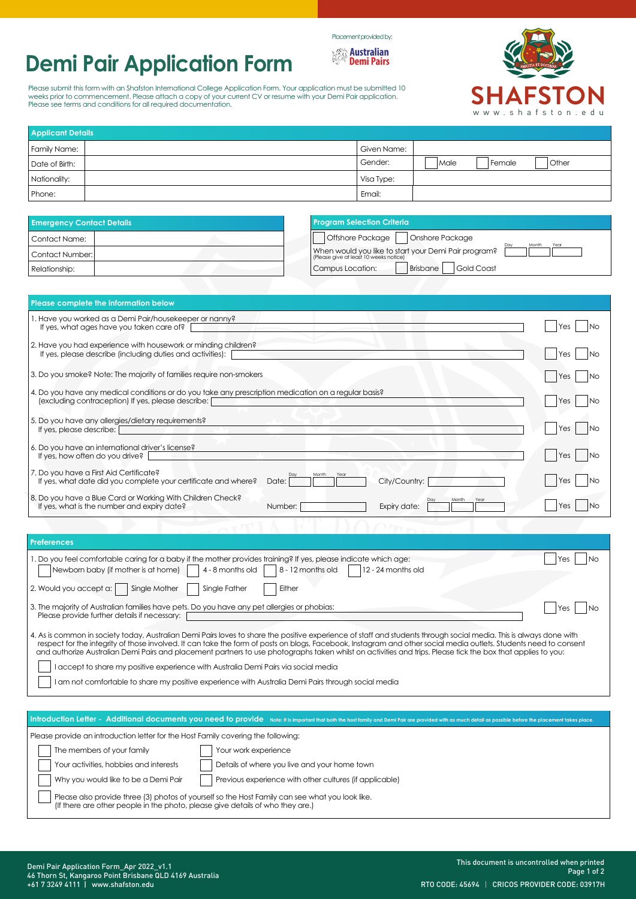Placement provided by: Australian Demi Pairs

# Demi Pair Application Form

SHAFSTON
www.shafston.edu

Please submit this form with an Shafston International College Application Form. Your application must be submitted 10 weeks prior to commencement. Please attach a copy of your current CV or resume with your Demi Pair application. Please see terms and conditions for all required documentation.

## Applicant Details

| | | | |
|---|---|---|---|
| Family Name: | | Given Name: | |
| Date of Birth: | | Gender: | ☐ Male ☐ Female ☐ Other |
| Nationality: | | Visa Type: | |
| Phone: | | Email: | |

## Emergency Contact Details

| | |
|---|---|
| Contact Name: | |
| Contact Number: | |
| Relationship: | |

## Program Selection Criteria

☐ Offshore Package ☐ Onshore Package

When would you like to start your Demi Pair program? (Please give at least 10 weeks notice) Day ___ Month ___ Year ___

Campus Location: ☐ Brisbane ☐ Gold Coast

## Please complete the information below

1. Have you worked as a Demi Pair/housekeeper or nanny? ☐ Yes ☐ No
   If yes, what ages have you taken care of? ______
2. Have you had experience with housework or minding children? ☐ Yes ☐ No
   If yes, please describe (including duties and activities): ______
3. Do you smoke? Note: The majority of families require non-smokers ☐ Yes ☐ No
4. Do you have any medical conditions or do you take any prescription medication on a regular basis? ☐ Yes ☐ No
   (excluding contraception) If yes, please describe: ______
5. Do you have any allergies/dietary requirements? ☐ Yes ☐ No
   If yes, please describe: ______
6. Do you have an international driver's license? ☐ Yes ☐ No
   If yes, how often do you drive? ______
7. Do you have a First Aid Certificate? ☐ Yes ☐ No
   If yes, what date did you complete your certificate and where? Date: Day ___ Month ___ Year ___ City/Country: ______
8. Do you have a Blue Card or Working With Children Check? ☐ Yes ☐ No
   If yes, what is the number and expiry date? Number: ______ Expiry date: Day ___ Month ___ Year ___

## Preferences

1. Do you feel comfortable caring for a baby if the mother provides training? If yes, please indicate which age: ☐ Yes ☐ No
   ☐ Newborn baby (if mother is at home) ☐ 4 - 8 months old ☐ 8 - 12 months old ☐ 12 - 24 months old
2. Would you accept a: ☐ Single Mother ☐ Single Father ☐ Either
3. The majority of Australian families have pets. Do you have any pet allergies or phobias: ☐ Yes ☐ No
   Please provide further details if necessary: ______
4. As is common in society today, Australian Demi Pairs loves to share the positive experience of staff and students through social media. This is always done with respect for the integrity of those involved. It can take the form of posts on blogs, Facebook, Instagram and other social media outlets. Students need to consent and authorize Australian Demi Pairs and placement partners to use photographs taken whilst on activities and trips. Please tick the box that applies to you:
   - ☐ I accept to share my positive experience with Australia Demi Pairs via social media
   - ☐ I am not comfortable to share my positive experience with Australia Demi Pairs through social media

## Introduction Letter - Additional documents you need to provide

Note: It is important that both the host family and Demi Pair are provided with as much detail as possible before the placement takes place.

Please provide an introduction letter for the Host Family covering the following:

- ☐ The members of your family
- ☐ Your work experience
- ☐ Your activities, hobbies and interests
- ☐ Details of where you live and your home town
- ☐ Why you would like to be a Demi Pair
- ☐ Previous experience with other cultures (if applicable)
- ☐ Please also provide three (3) photos of yourself so the Host Family can see what you look like. (If there are other people in the photo, please give details of who they are.)

Demi Pair Application Form_Apr 2022_v1.1
46 Thorn St, Kangaroo Point Brisbane QLD 4169 Australia
+61 7 3249 4111 | www.shafston.edu

This document is uncontrolled when printed

RTO CODE: 45694 | CRICOS PROVIDER CODE: 03917H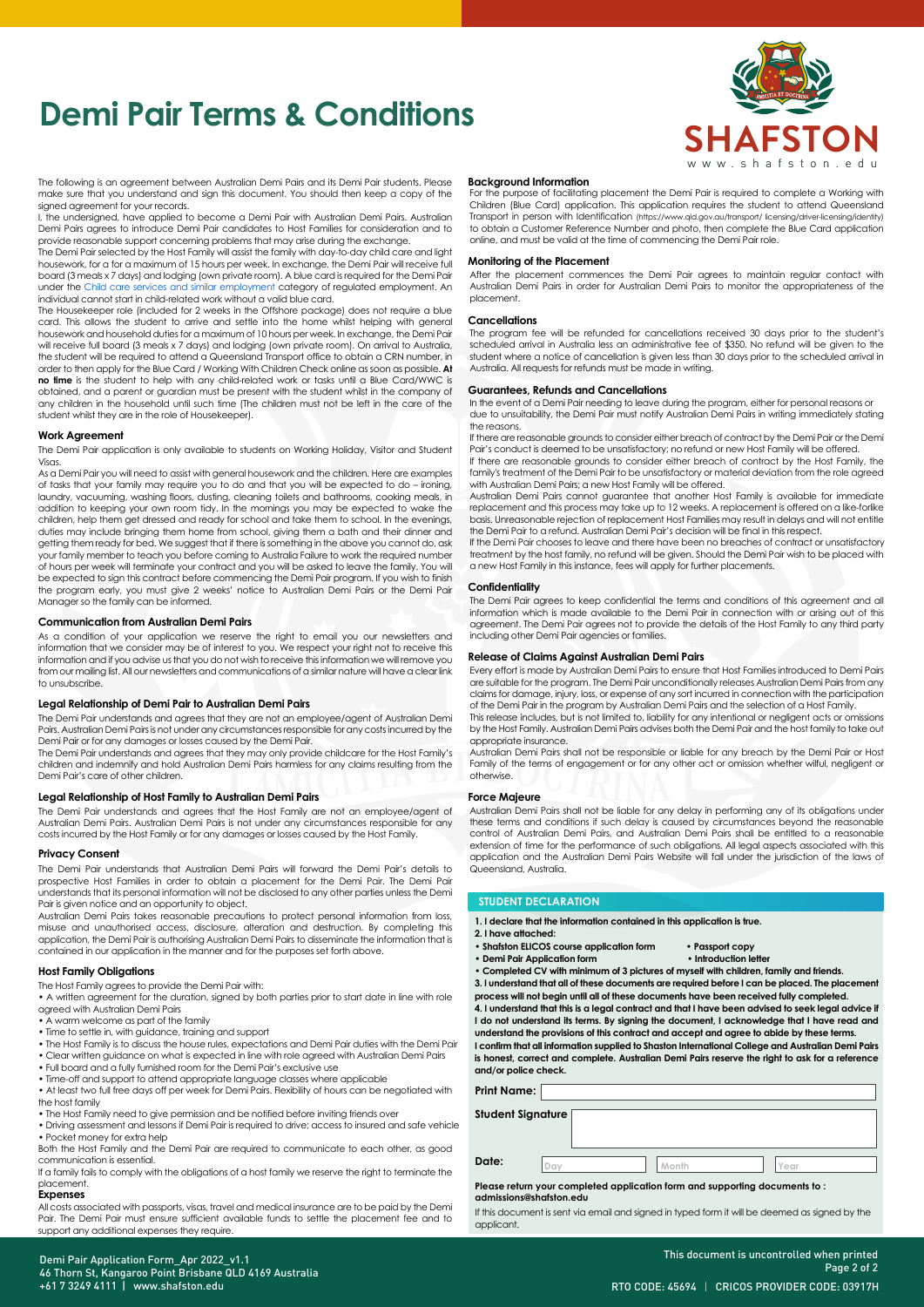# Demi Pair Terms & Conditions

SHAFSTON
www.shafston.edu

The following is an agreement between Australian Demi Pairs and its Demi Pair students. Please make sure that you understand and sign this document. You should then keep a copy of the signed agreement for your records.

I, the undersigned, have applied to become a Demi Pair with Australian Demi Pairs. Australian Demi Pairs agrees to introduce Demi Pair candidates to Host Families for consideration and to provide reasonable support concerning problems that may arise during the exchange.

The Demi Pair selected by the Host Family will assist the family with day-to-day child care and light housework, for a for a maximum of 15 hours per week. In exchange, the Demi Pair will receive full board (3 meals x 7 days) and lodging (own private room). A blue card is required for the Demi Pair under the Child care services and similar employment category of regulated employment. An individual cannot start in child-related work without a valid blue card.

The Housekeeper role (included for 2 weeks in the Offshore package) does not require a blue card. This allows the student to arrive and settle into the home whilst helping with general housework and household duties for a maximum of 10 hours per week. In exchange, the Demi Pair will receive full board (3 meals x 7 days) and lodging (own private room). On arrival to Australia, the student will be required to attend a Queensland Transport office to obtain a CRN number, in order to then apply for the Blue Card / Working With Children Check online as soon as possible. **At no time** is the student to help with any child-related work or tasks until a Blue Card/WWC is obtained, and a parent or guardian must be present with the student whilst in the company of any children in the household until such time (The children must not be left in the care of the student whilst they are in the role of Housekeeper).

### Work Agreement

The Demi Pair application is only available to students on Working Holiday, Visitor and Student Visas.

As a Demi Pair you will need to assist with general housework and the children. Here are examples of tasks that your family may require you to do and that you will be expected to do – ironing, laundry, vacuuming, washing floors, dusting, cleaning toilets and bathrooms, cooking meals, in addition to keeping your own room tidy. In the mornings you may be expected to wake the children, help them get dressed and ready for school and take them to school. In the evenings, duties may include bringing them home from school, giving them a bath and their dinner and getting them ready for bed. We suggest that if there is something in the above you cannot do, ask your family member to teach you before coming to Australia Failure to work the required number of hours per week will terminate your contract and you will be asked to leave the family. You will be expected to sign this contract before commencing the Demi Pair program. If you wish to finish the program early, you must give 2 weeks' notice to Australian Demi Pairs or the Demi Pair Manager so the family can be informed.

### Communication from Australian Demi Pairs

As a condition of your application we reserve the right to email you our newsletters and information that we consider may be of interest to you. We respect your right not to receive this information and if you advise us that you do not wish to receive this information we will remove you from our mailing list. All our newsletters and communications of a similar nature will have a clear link to unsubscribe.

### Legal Relationship of Demi Pair to Australian Demi Pairs

The Demi Pair understands and agrees that they are not an employee/agent of Australian Demi Pairs. Australian Demi Pairs is not under any circumstances responsible for any costs incurred by the Demi Pair or for any damages or losses caused by the Demi Pair.

The Demi Pair understands and agrees that they may only provide childcare for the Host Family's children and indemnify and hold Australian Demi Pairs harmless for any claims resulting from the Demi Pair's care of other children.

### Legal Relationship of Host Family to Australian Demi Pairs

The Demi Pair understands and agrees that the Host Family are not an employee/agent of Australian Demi Pairs. Australian Demi Pairs is not under any circumstances responsible for any costs incurred by the Host Family or for any damages or losses caused by the Host Family.

### Privacy Consent

The Demi Pair understands that Australian Demi Pairs will forward the Demi Pair's details to prospective Host Families in order to obtain a placement for the Demi Pair. The Demi Pair understands that its personal information will not be disclosed to any other parties unless the Demi Pair is given notice and an opportunity to object.

Australian Demi Pairs takes reasonable precautions to protect personal information from loss, misuse and unauthorised access, disclosure, alteration and destruction. By completing this application, the Demi Pair is authorising Australian Demi Pairs to disseminate the information that is contained in our application in the manner and for the purposes set forth above.

### Host Family Obligations

The Host Family agrees to provide the Demi Pair with:

- A written agreement for the duration, signed by both parties prior to start date in line with role agreed with Australian Demi Pairs
- A warm welcome as part of the family
- Time to settle in, with guidance, training and support
- The Host Family is to discuss the house rules, expectations and Demi Pair duties with the Demi Pair
- Clear written guidance on what is expected in line with role agreed with Australian Demi Pairs
- Full board and a fully furnished room for the Demi Pair's exclusive use
- Time-off and support to attend appropriate language classes where applicable
- At least two full free days off per week for Demi Pairs. Flexibility of hours can be negotiated with the host family
- The Host Family need to give permission and be notified before inviting friends over
- Driving assessment and lessons if Demi Pair is required to drive; access to insured and safe vehicle
- Pocket money for extra help

Both the Host Family and the Demi Pair are required to communicate to each other, as good communication is essential.

If a family fails to comply with the obligations of a host family we reserve the right to terminate the placement.

### Expenses

All costs associated with passports, visas, travel and medical insurance are to be paid by the Demi Pair. The Demi Pair must ensure sufficient available funds to settle the placement fee and to support any additional expenses they require.

### Background Information

For the purpose of facilitating placement the Demi Pair is required to complete a Working with Children (Blue Card) application. This application requires the student to attend Queensland Transport in person with Identification (https://www.qld.gov.au/transport/ licensing/driver-licensing/identity) to obtain a Customer Reference Number and photo, then complete the Blue Card application online, and must be valid at the time of commencing the Demi Pair role.

### Monitoring of the Placement

After the placement commences the Demi Pair agrees to maintain regular contact with Australian Demi Pairs in order for Australian Demi Pairs to monitor the appropriateness of the placement.

### Cancellations

The program fee will be refunded for cancellations received 30 days prior to the student's scheduled arrival in Australia less an administrative fee of $350. No refund will be given to the student where a notice of cancellation is given less than 30 days prior to the scheduled arrival in Australia. All requests for refunds must be made in writing.

### Guarantees, Refunds and Cancellations

In the event of a Demi Pair needing to leave during the program, either for personal reasons or due to unsuitability, the Demi Pair must notify Australian Demi Pairs in writing immediately stating the reasons.

If there are reasonable grounds to consider either breach of contract by the Demi Pair or the Demi Pair's conduct is deemed to be unsatisfactory; no refund or new Host Family will be offered.

If there are reasonable grounds to consider either breach of contract by the Host Family, the family's treatment of the Demi Pair to be unsatisfactory or material deviation from the role agreed with Australian Demi Pairs; a new Host Family will be offered.

Australian Demi Pairs cannot guarantee that another Host Family is available for immediate replacement and this process may take up to 12 weeks. A replacement is offered on a like-forlike basis. Unreasonable rejection of replacement Host Families may result in delays and will not entitle the Demi Pair to a refund. Australian Demi Pair's decision will be final in this respect.

If the Demi Pair chooses to leave and there have been no breaches of contract or unsatisfactory treatment by the host family, no refund will be given. Should the Demi Pair wish to be placed with a new Host Family in this instance, fees will apply for further placements.

### Confidentiality

The Demi Pair agrees to keep confidential the terms and conditions of this agreement and all information which is made available to the Demi Pair in connection with or arising out of this agreement. The Demi Pair agrees not to provide the details of the Host Family to any third party including other Demi Pair agencies or families.

### Release of Claims Against Australian Demi Pairs

Every effort is made by Australian Demi Pairs to ensure that Host Families introduced to Demi Pairs are suitable for the program. The Demi Pair unconditionally releases Australian Demi Pairs from any claims for damage, injury, loss, or expense of any sort incurred in connection with the participation of the Demi Pair in the program by Australian Demi Pairs and the selection of a Host Family.

This release includes, but is not limited to, liability for any intentional or negligent acts or omissions by the Host Family. Australian Demi Pairs advises both the Demi Pair and the host family to take out appropriate insurance.

Australian Demi Pairs shall not be responsible or liable for any breach by the Demi Pair or Host Family of the terms of engagement or for any other act or omission whether wilful, negligent or otherwise.

### Force Majeure

Australian Demi Pairs shall not be liable for any delay in performing any of its obligations under these terms and conditions if such delay is caused by circumstances beyond the reasonable control of Australian Demi Pairs, and Australian Demi Pairs shall be entitled to a reasonable extension of time for the performance of such obligations. All legal aspects associated with this application and the Australian Demi Pairs Website will fall under the jurisdiction of the laws of Queensland, Australia.

### STUDENT DECLARATION

**1. I declare that the information contained in this application is true.**

**2. I have attached:**

- **Shafston ELICOS course application form**
- **Passport copy**
- **Demi Pair Application form**
- **Introduction letter**
- **Completed CV with minimum of 3 pictures of myself with children, family and friends.**

**3. I understand that all of these documents are required before I can be placed. The placement process will not begin until all of these documents have been received fully completed.**

**4. I understand that this is a legal contract and that I have been advised to seek legal advice if I do not understand its terms. By signing the document, I acknowledge that I have read and understand the provisions of this contract and accept and agree to abide by these terms.**

**I confirm that all information supplied to Shaston International College and Australian Demi Pairs is honest, correct and complete. Australian Demi Pairs reserve the right to ask for a reference and/or police check.**

**Print Name:** ____________________

**Student Signature** ____________________

**Date:** Day ______ Month ______ Year ______

**Please return your completed application form and supporting documents to : admissions@shafston.edu**

If this document is sent via email and signed in typed form it will be deemed as signed by the applicant.

Demi Pair Application Form_Apr 2022_v1.1
46 Thorn St, Kangaroo Point Brisbane QLD 4169 Australia
+61 7 3249 4111 | www.shafston.edu

This document is uncontrolled when printed

RTO CODE: 45694 | CRICOS PROVIDER CODE: 03917H